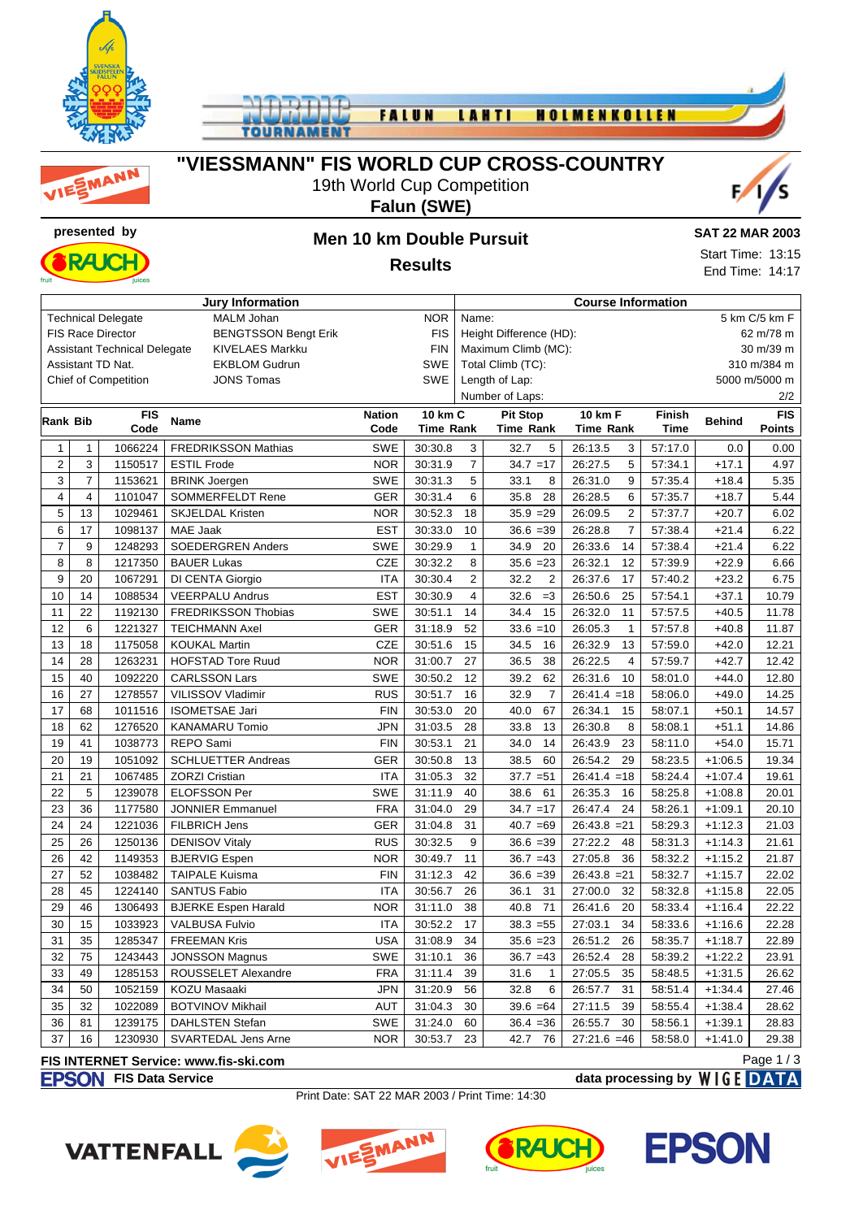# "VIESSMANN" FIS WORLD CUP CROSS-COUNTRY

19th World Cup Competition

**Falun (SWE)**

presented by

## Men 10 km Double Pursuit

## Results

**SAT 22 MAR 2003**

Start Time: 13:15

End Time: 14:17

| Jury Information | | | Course Information | |
|---|---|---|---|---|
| Technical Delegate | MALM Johan | NOR | Name: | 5 km C/5 km F |
| FIS Race Director | BENGTSSON Bengt Erik | FIS | Height Difference (HD): | 62 m/78 m |
| Assistant Technical Delegate | KIVELAES Markku | FIN | Maximum Climb (MC): | 30 m/39 m |
| Assistant TD Nat. | EKBLOM Gudrun | SWE | Total Climb (TC): | 310 m/384 m |
| Chief of Competition | JONS Tomas | SWE | Length of Lap: | 5000 m/5000 m |
| | | | Number of Laps: | 2/2 |

| Rank | Bib | FIS Code | Name | Nation Code | 10 km C Time | Rank | Pit Stop Time | Rank | 10 km F Time | Rank | Finish Time | Behind | FIS Points |
|---|---|---|---|---|---|---|---|---|---|---|---|---|---|
| 1 | 1 | 1066224 | FREDRIKSSON Mathias | SWE | 30:30.8 | 3 | 32.7 | 5 | 26:13.5 | 3 | 57:17.0 | 0.0 | 0.00 |
| 2 | 3 | 1150517 | ESTIL Frode | NOR | 30:31.9 | 7 | 34.7 | =17 | 26:27.5 | 5 | 57:34.1 | +17.1 | 4.97 |
| 3 | 7 | 1153621 | BRINK Joergen | SWE | 30:31.3 | 5 | 33.1 | 8 | 26:31.0 | 9 | 57:35.4 | +18.4 | 5.35 |
| 4 | 4 | 1101047 | SOMMERFELDT Rene | GER | 30:31.4 | 6 | 35.8 | 28 | 26:28.5 | 6 | 57:35.7 | +18.7 | 5.44 |
| 5 | 13 | 1029461 | SKJELDAL Kristen | NOR | 30:52.3 | 18 | 35.9 | =29 | 26:09.5 | 2 | 57:37.7 | +20.7 | 6.02 |
| 6 | 17 | 1098137 | MAE Jaak | EST | 30:33.0 | 10 | 36.6 | =39 | 26:28.8 | 7 | 57:38.4 | +21.4 | 6.22 |
| 7 | 9 | 1248293 | SOEDERGREN Anders | SWE | 30:29.9 | 1 | 34.9 | 20 | 26:33.6 | 14 | 57:38.4 | +21.4 | 6.22 |
| 8 | 8 | 1217350 | BAUER Lukas | CZE | 30:32.2 | 8 | 35.6 | =23 | 26:32.1 | 12 | 57:39.9 | +22.9 | 6.66 |
| 9 | 20 | 1067291 | DI CENTA Giorgio | ITA | 30:30.4 | 2 | 32.2 | 2 | 26:37.6 | 17 | 57:40.2 | +23.2 | 6.75 |
| 10 | 14 | 1088534 | VEERPALU Andrus | EST | 30:30.9 | 4 | 32.6 | =3 | 26:50.6 | 25 | 57:54.1 | +37.1 | 10.79 |
| 11 | 22 | 1192130 | FREDRIKSSON Thobias | SWE | 30:51.1 | 14 | 34.4 | 15 | 26:32.0 | 11 | 57:57.5 | +40.5 | 11.78 |
| 12 | 6 | 1221327 | TEICHMANN Axel | GER | 31:18.9 | 52 | 33.6 | =10 | 26:05.3 | 1 | 57:57.8 | +40.8 | 11.87 |
| 13 | 18 | 1175058 | KOUKAL Martin | CZE | 30:51.6 | 15 | 34.5 | 16 | 26:32.9 | 13 | 57:59.0 | +42.0 | 12.21 |
| 14 | 28 | 1263231 | HOFSTAD Tore Ruud | NOR | 31:00.7 | 27 | 36.5 | 38 | 26:22.5 | 4 | 57:59.7 | +42.7 | 12.42 |
| 15 | 40 | 1092220 | CARLSSON Lars | SWE | 30:50.2 | 12 | 39.2 | 62 | 26:31.6 | 10 | 58:01.0 | +44.0 | 12.80 |
| 16 | 27 | 1278557 | VILISSOV Vladimir | RUS | 30:51.7 | 16 | 32.9 | 7 | 26:41.4 | =18 | 58:06.0 | +49.0 | 14.25 |
| 17 | 68 | 1011516 | ISOMETSAE Jari | FIN | 30:53.0 | 20 | 40.0 | 67 | 26:34.1 | 15 | 58:07.1 | +50.1 | 14.57 |
| 18 | 62 | 1276520 | KANAMARU Tomio | JPN | 31:03.5 | 28 | 33.8 | 13 | 26:30.8 | 8 | 58:08.1 | +51.1 | 14.86 |
| 19 | 41 | 1038773 | REPO Sami | FIN | 30:53.1 | 21 | 34.0 | 14 | 26:43.9 | 23 | 58:11.0 | +54.0 | 15.71 |
| 20 | 19 | 1051092 | SCHLUETTER Andreas | GER | 30:50.8 | 13 | 38.5 | 60 | 26:54.2 | 29 | 58:23.5 | +1:06.5 | 19.34 |
| 21 | 21 | 1067485 | ZORZI Cristian | ITA | 31:05.3 | 32 | 37.7 | =51 | 26:41.4 | =18 | 58:24.4 | +1:07.4 | 19.61 |
| 22 | 5 | 1239078 | ELOFSSON Per | SWE | 31:11.9 | 40 | 38.6 | 61 | 26:35.3 | 16 | 58:25.8 | +1:08.8 | 20.01 |
| 23 | 36 | 1177580 | JONNIER Emmanuel | FRA | 31:04.0 | 29 | 34.7 | =17 | 26:47.4 | 24 | 58:26.1 | +1:09.1 | 20.10 |
| 24 | 24 | 1221036 | FILBRICH Jens | GER | 31:04.8 | 31 | 40.7 | =69 | 26:43.8 | =21 | 58:29.3 | +1:12.3 | 21.03 |
| 25 | 26 | 1250136 | DENISOV Vitaly | RUS | 30:32.5 | 9 | 36.6 | =39 | 27:22.2 | 48 | 58:31.3 | +1:14.3 | 21.61 |
| 26 | 42 | 1149353 | BJERVIG Espen | NOR | 30:49.7 | 11 | 36.7 | =43 | 27:05.8 | 36 | 58:32.2 | +1:15.2 | 21.87 |
| 27 | 52 | 1038482 | TAIPALE Kuisma | FIN | 31:12.3 | 42 | 36.6 | =39 | 26:43.8 | =21 | 58:32.7 | +1:15.7 | 22.02 |
| 28 | 45 | 1224140 | SANTUS Fabio | ITA | 30:56.7 | 26 | 36.1 | 31 | 27:00.0 | 32 | 58:32.8 | +1:15.8 | 22.05 |
| 29 | 46 | 1306493 | BJERKE Espen Harald | NOR | 31:11.0 | 38 | 40.8 | 71 | 26:41.6 | 20 | 58:33.4 | +1:16.4 | 22.22 |
| 30 | 15 | 1033923 | VALBUSA Fulvio | ITA | 30:52.2 | 17 | 38.3 | =55 | 27:03.1 | 34 | 58:33.6 | +1:16.6 | 22.28 |
| 31 | 35 | 1285347 | FREEMAN Kris | USA | 31:08.9 | 34 | 35.6 | =23 | 26:51.2 | 26 | 58:35.7 | +1:18.7 | 22.89 |
| 32 | 75 | 1243443 | JONSSON Magnus | SWE | 31:10.1 | 36 | 36.7 | =43 | 26:52.4 | 28 | 58:39.2 | +1:22.2 | 23.91 |
| 33 | 49 | 1285153 | ROUSSELET Alexandre | FRA | 31:11.4 | 39 | 31.6 | 1 | 27:05.5 | 35 | 58:48.5 | +1:31.5 | 26.62 |
| 34 | 50 | 1052159 | KOZU Masaaki | JPN | 31:20.9 | 56 | 32.8 | 6 | 26:57.7 | 31 | 58:51.4 | +1:34.4 | 27.46 |
| 35 | 32 | 1022089 | BOTVINOV Mikhail | AUT | 31:04.3 | 30 | 39.6 | =64 | 27:11.5 | 39 | 58:55.4 | +1:38.4 | 28.62 |
| 36 | 81 | 1239175 | DAHLSTEN Stefan | SWE | 31:24.0 | 60 | 36.4 | =36 | 26:55.7 | 30 | 58:56.1 | +1:39.1 | 28.83 |
| 37 | 16 | 1230930 | SVARTEDAL Jens Arne | NOR | 30:53.7 | 23 | 42.7 | 76 | 27:21.6 | =46 | 58:58.0 | +1:41.0 | 29.38 |

**FIS INTERNET Service: www.fis-ski.com**

**EPSON FIS Data Service** | **data processing by WIGE DATA**

Print Date: SAT 22 MAR 2003 / Print Time: 14:30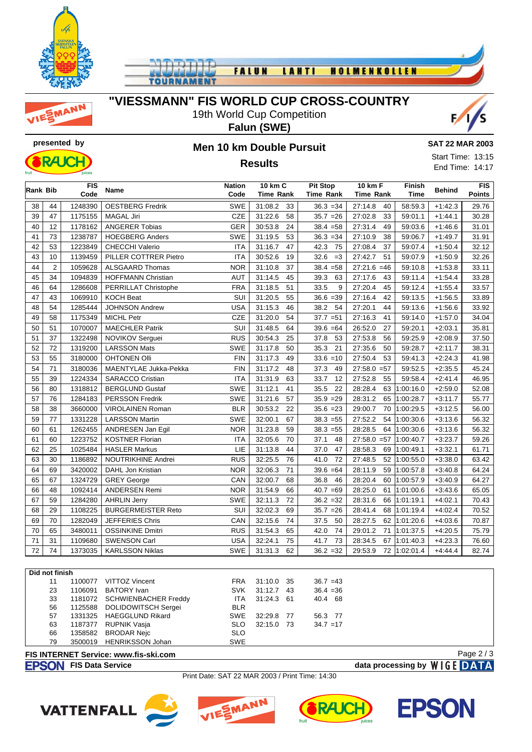# "VIESSMANN" FIS WORLD CUP CROSS-COUNTRY

19th World Cup Competition

**Falun (SWE)**

presented by

## Men 10 km Double Pursuit

## Results

**SAT 22 MAR 2003**

Start Time: 13:15
End Time: 14:17

| Rank | Bib | FIS Code | Name | Nation Code | 10 km C Time | Rank | Pit Stop Time | Rank | 10 km F Time | Rank | Finish Time | Behind | FIS Points |
|---|---|---|---|---|---|---|---|---|---|---|---|---|---|
| 38 | 44 | 1248390 | OESTBERG Fredrik | SWE | 31:08.2 | 33 | 36.3 | =34 | 27:14.8 | 40 | 58:59.3 | +1:42.3 | 29.76 |
| 39 | 47 | 1175155 | MAGAL Jiri | CZE | 31:22.6 | 58 | 35.7 | =26 | 27:02.8 | 33 | 59:01.1 | +1:44.1 | 30.28 |
| 40 | 12 | 1178162 | ANGERER Tobias | GER | 30:53.8 | 24 | 38.4 | =58 | 27:31.4 | 49 | 59:03.6 | +1:46.6 | 31.01 |
| 41 | 73 | 1238787 | HOEGBERG Anders | SWE | 31:19.5 | 53 | 36.3 | =34 | 27:10.9 | 38 | 59:06.7 | +1:49.7 | 31.91 |
| 42 | 53 | 1223849 | CHECCHI Valerio | ITA | 31:16.7 | 47 | 42.3 | 75 | 27:08.4 | 37 | 59:07.4 | +1:50.4 | 32.12 |
| 43 | 10 | 1139459 | PILLER COTTRER Pietro | ITA | 30:52.6 | 19 | 32.6 | =3 | 27:42.7 | 51 | 59:07.9 | +1:50.9 | 32.26 |
| 44 | 2 | 1059628 | ALSGAARD Thomas | NOR | 31:10.8 | 37 | 38.4 | =58 | 27:21.6 | =46 | 59:10.8 | +1:53.8 | 33.11 |
| 45 | 34 | 1094839 | HOFFMANN Christian | AUT | 31:14.5 | 45 | 39.3 | 63 | 27:17.6 | 43 | 59:11.4 | +1:54.4 | 33.28 |
| 46 | 64 | 1286608 | PERRILLAT Christophe | FRA | 31:18.5 | 51 | 33.5 | 9 | 27:20.4 | 45 | 59:12.4 | +1:55.4 | 33.57 |
| 47 | 43 | 1069910 | KOCH Beat | SUI | 31:20.5 | 55 | 36.6 | =39 | 27:16.4 | 42 | 59:13.5 | +1:56.5 | 33.89 |
| 48 | 54 | 1285444 | JOHNSON Andrew | USA | 31:15.3 | 46 | 38.2 | 54 | 27:20.1 | 44 | 59:13.6 | +1:56.6 | 33.92 |
| 49 | 58 | 1175349 | MICHL Petr | CZE | 31:20.0 | 54 | 37.7 | =51 | 27:16.3 | 41 | 59:14.0 | +1:57.0 | 34.04 |
| 50 | 51 | 1070007 | MAECHLER Patrik | SUI | 31:48.5 | 64 | 39.6 | =64 | 26:52.0 | 27 | 59:20.1 | +2:03.1 | 35.81 |
| 51 | 37 | 1322498 | NOVIKOV Serguei | RUS | 30:54.3 | 25 | 37.8 | 53 | 27:53.8 | 56 | 59:25.9 | +2:08.9 | 37.50 |
| 52 | 72 | 1319200 | LARSSON Mats | SWE | 31:17.8 | 50 | 35.3 | 21 | 27:35.6 | 50 | 59:28.7 | +2:11.7 | 38.31 |
| 53 | 55 | 3180000 | OHTONEN Olli | FIN | 31:17.3 | 49 | 33.6 | =10 | 27:50.4 | 53 | 59:41.3 | +2:24.3 | 41.98 |
| 54 | 71 | 3180036 | MAENTYLAE Jukka-Pekka | FIN | 31:17.2 | 48 | 37.3 | 49 | 27:58.0 | =57 | 59:52.5 | +2:35.5 | 45.24 |
| 55 | 39 | 1224334 | SARACCO Cristian | ITA | 31:31.9 | 63 | 33.7 | 12 | 27:52.8 | 55 | 59:58.4 | +2:41.4 | 46.95 |
| 56 | 80 | 1318812 | BERGLUND Gustaf | SWE | 31:12.1 | 41 | 35.5 | 22 | 28:28.4 | 63 | 1:00:16.0 | +2:59.0 | 52.08 |
| 57 | 76 | 1284183 | PERSSON Fredrik | SWE | 31:21.6 | 57 | 35.9 | =29 | 28:31.2 | 65 | 1:00:28.7 | +3:11.7 | 55.77 |
| 58 | 38 | 3660000 | VIROLAINEN Roman | BLR | 30:53.2 | 22 | 35.6 | =23 | 29:00.7 | 70 | 1:00:29.5 | +3:12.5 | 56.00 |
| 59 | 77 | 1331228 | LARSSON Martin | SWE | 32:00.1 | 67 | 38.3 | =55 | 27:52.2 | 54 | 1:00:30.6 | +3:13.6 | 56.32 |
| 60 | 61 | 1262455 | ANDRESEN Jan Egil | NOR | 31:23.8 | 59 | 38.3 | =55 | 28:28.5 | 64 | 1:00:30.6 | +3:13.6 | 56.32 |
| 61 | 60 | 1223752 | KOSTNER Florian | ITA | 32:05.6 | 70 | 37.1 | 48 | 27:58.0 | =57 | 1:00:40.7 | +3:23.7 | 59.26 |
| 62 | 25 | 1025484 | HASLER Markus | LIE | 31:13.8 | 44 | 37.0 | 47 | 28:58.3 | 69 | 1:00:49.1 | +3:32.1 | 61.71 |
| 63 | 30 | 1186892 | NOUTRIKHINE Andrei | RUS | 32:25.5 | 76 | 41.0 | 72 | 27:48.5 | 52 | 1:00:55.0 | +3:38.0 | 63.42 |
| 64 | 69 | 3420002 | DAHL Jon Kristian | NOR | 32:06.3 | 71 | 39.6 | =64 | 28:11.9 | 59 | 1:00:57.8 | +3:40.8 | 64.24 |
| 65 | 67 | 1324729 | GREY George | CAN | 32:00.7 | 68 | 36.8 | 46 | 28:20.4 | 60 | 1:00:57.9 | +3:40.9 | 64.27 |
| 66 | 48 | 1092414 | ANDERSEN Remi | NOR | 31:54.9 | 66 | 40.7 | =69 | 28:25.0 | 61 | 1:01:00.6 | +3:43.6 | 65.05 |
| 67 | 59 | 1284280 | AHRLIN Jerry | SWE | 32:11.3 | 72 | 36.2 | =32 | 28:31.6 | 66 | 1:01:19.1 | +4:02.1 | 70.43 |
| 68 | 29 | 1108225 | BURGERMEISTER Reto | SUI | 32:02.3 | 69 | 35.7 | =26 | 28:41.4 | 68 | 1:01:19.4 | +4:02.4 | 70.52 |
| 69 | 70 | 1282049 | JEFFERIES Chris | CAN | 32:15.6 | 74 | 37.5 | 50 | 28:27.5 | 62 | 1:01:20.6 | +4:03.6 | 70.87 |
| 70 | 65 | 3480011 | OSSINKINE Dmitri | RUS | 31:54.3 | 65 | 42.0 | 74 | 29:01.2 | 71 | 1:01:37.5 | +4:20.5 | 75.79 |
| 71 | 31 | 1109680 | SWENSON Carl | USA | 32:24.1 | 75 | 41.7 | 73 | 28:34.5 | 67 | 1:01:40.3 | +4:23.3 | 76.60 |
| 72 | 74 | 1373035 | KARLSSON Niklas | SWE | 31:31.3 | 62 | 36.2 | =32 | 29:53.9 | 72 | 1:02:01.4 | +4:44.4 | 82.74 |

**Did not finish**

| Bib | FIS Code | Name | Nation Code | 10 km C Time | Rank | Pit Stop Time | Rank |
|---|---|---|---|---|---|---|---|
| 11 | 1100077 | VITTOZ Vincent | FRA | 31:10.0 | 35 | 36.7 | =43 |
| 23 | 1106091 | BATORY Ivan | SVK | 31:12.7 | 43 | 36.4 | =36 |
| 33 | 1181072 | SCHWIENBACHER Freddy | ITA | 31:24.3 | 61 | 40.4 | 68 |
| 56 | 1125588 | DOLIDOWITSCH Sergei | BLR | | | | |
| 57 | 1331325 | HAEGGLUND Rikard | SWE | 32:29.8 | 77 | 56.3 | 77 |
| 63 | 1187377 | RUPNIK Vasja | SLO | 32:15.0 | 73 | 34.7 | =17 |
| 66 | 1358582 | BRODAR Nejc | SLO | | | | |
| 79 | 3500019 | HENRIKSSON Johan | SWE | | | | |

**FIS INTERNET Service: www.fis-ski.com**

**FIS Data Service** — **data processing by WIGE DATA**

Print Date: SAT 22 MAR 2003 / Print Time: 14:30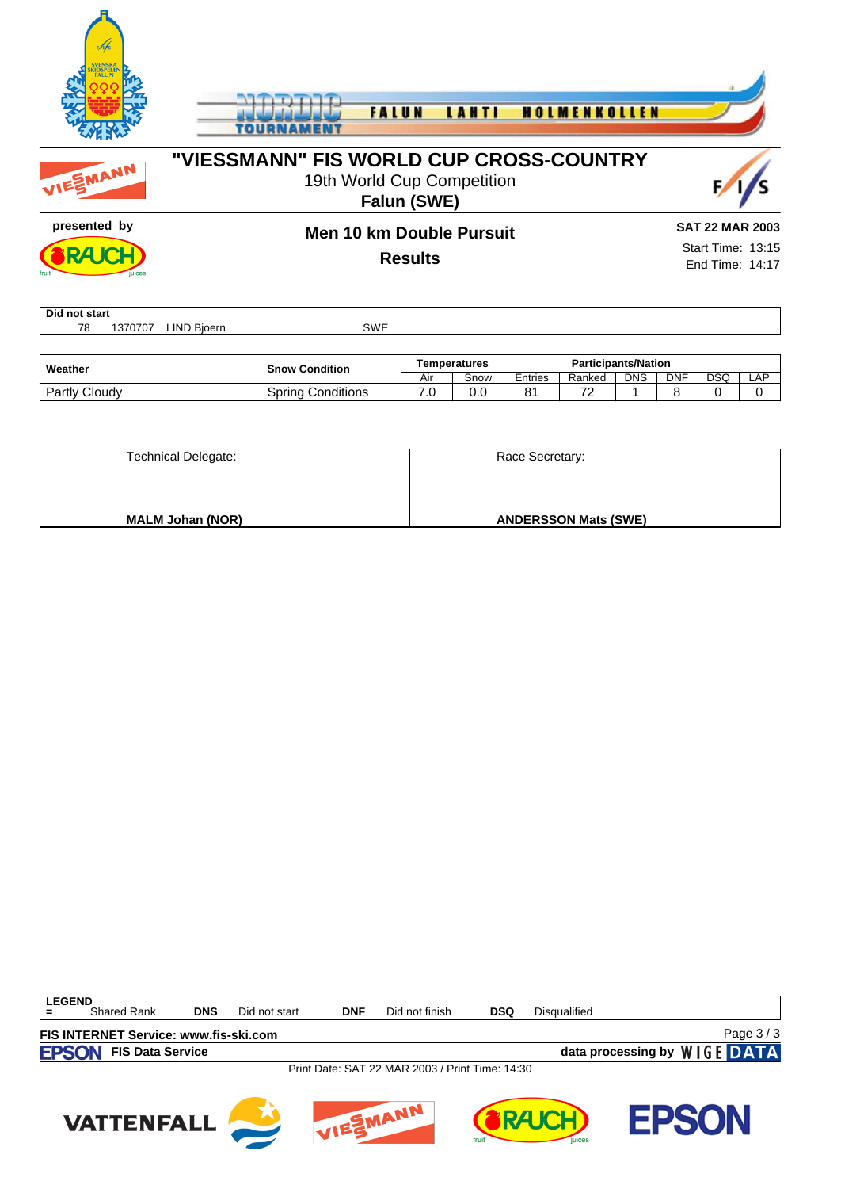# "VIESSMANN" FIS WORLD CUP CROSS-COUNTRY

19th World Cup Competition

**Falun (SWE)**

**presented by**

## Men 10 km Double Pursuit

## Results

**SAT 22 MAR 2003**

Start Time: 13:15

End Time: 14:17

**Did not start**

| | | | |
|---|---|---|---|
| 78 | 1370707 | LIND Bjoern | SWE |

| Weather | Snow Condition | Temperatures | | Participants/Nation | | | | | |
|---|---|---|---|---|---|---|---|---|---|
| | | Air | Snow | Entries | Ranked | DNS | DNF | DSQ | LAP |
| Partly Cloudy | Spring Conditions | 7.0 | 0.0 | 81 | 72 | 1 | 8 | 0 | 0 |

| Technical Delegate: | Race Secretary: |
|---|---|
| **MALM Johan (NOR)** | **ANDERSSON Mats (SWE)** |

**LEGEND**

| | | | | | | | |
|---|---|---|---|---|---|---|---|
| = | Shared Rank | **DNS** | Did not start | **DNF** | Did not finish | **DSQ** | Disqualified |

**FIS INTERNET Service: www.fis-ski.com**

**EPSON FIS Data Service**

**data processing by WIGE DATA**

Print Date: SAT 22 MAR 2003 / Print Time: 14:30